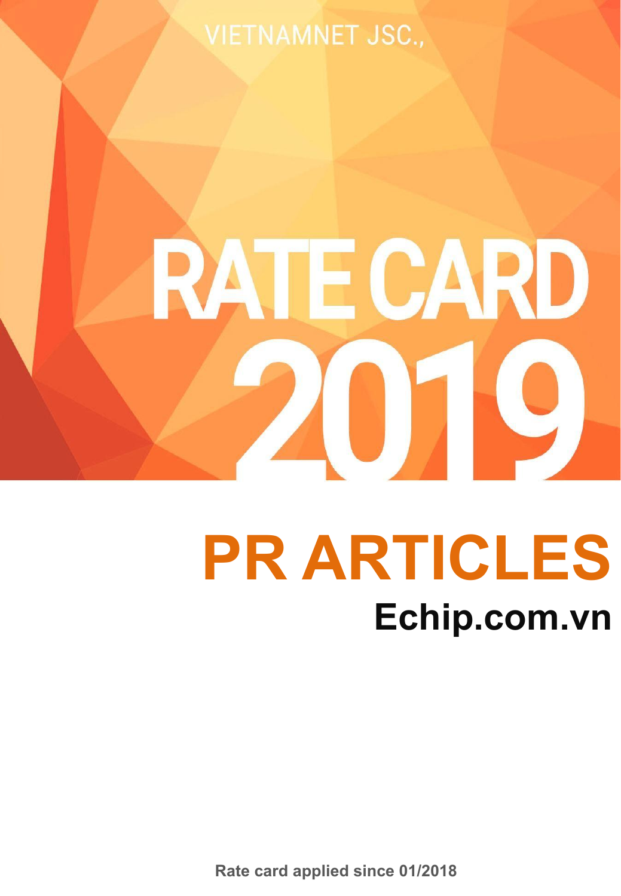VIETNAMNET JSC.,

# RATE CARD 2019

# PR ARTICLES

## Echip.com.vn

**Rate card applied since 01/2018**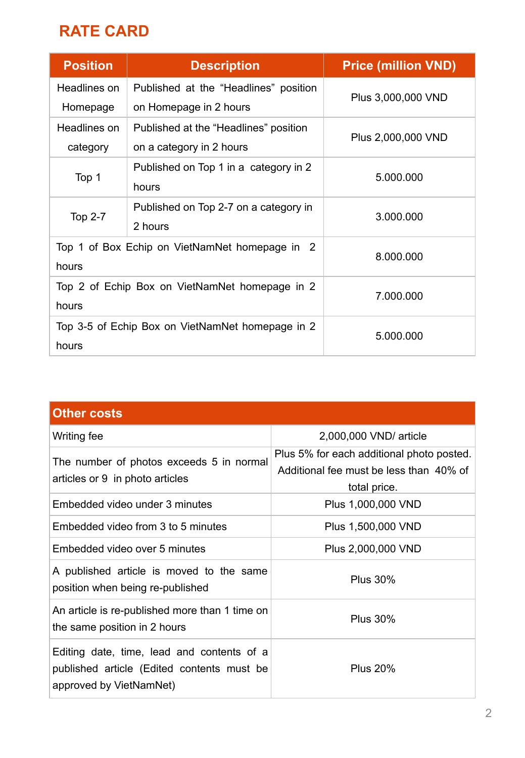# RATE CARD

| Position | Description | Price (million VND) |
|---|---|---|
| Headlines on Homepage | Published at the "Headlines" position on Homepage in 2 hours | Plus 3,000,000 VND |
| Headlines on category | Published at the "Headlines" position on a category in 2 hours | Plus 2,000,000 VND |
| Top 1 | Published on Top 1 in a category in 2 hours | 5.000.000 |
| Top 2-7 | Published on Top 2-7 on a category in 2 hours | 3.000.000 |
| Top 1 of Box Echip on VietNamNet homepage in 2 hours | | 8.000.000 |
| Top 2 of Echip Box on VietNamNet homepage in 2 hours | | 7.000.000 |
| Top 3-5 of Echip Box on VietNamNet homepage in 2 hours | | 5.000.000 |

| Other costs | |
|---|---|
| Writing fee | 2,000,000 VND/ article |
| The number of photos exceeds 5 in normal articles or 9 in photo articles | Plus 5% for each additional photo posted. Additional fee must be less than 40% of total price. |
| Embedded video under 3 minutes | Plus 1,000,000 VND |
| Embedded video from 3 to 5 minutes | Plus 1,500,000 VND |
| Embedded video over 5 minutes | Plus 2,000,000 VND |
| A published article is moved to the same position when being re-published | Plus 30% |
| An article is re-published more than 1 time on the same position in 2 hours | Plus 30% |
| Editing date, time, lead and contents of a published article (Edited contents must be approved by VietNamNet) | Plus 20% |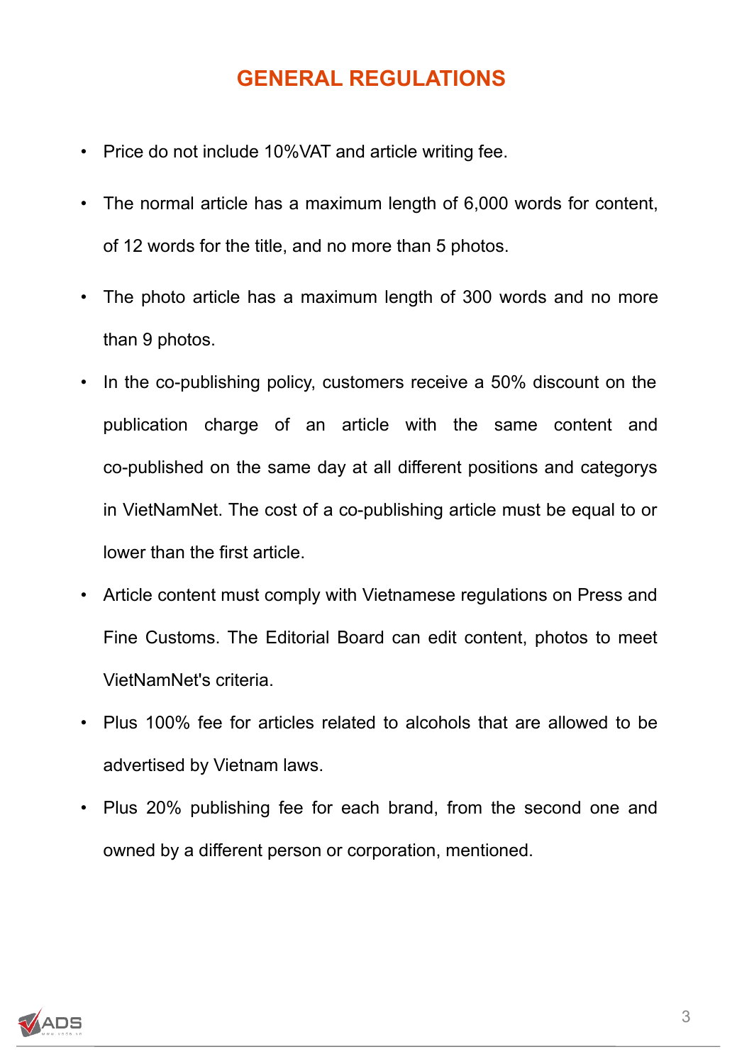# GENERAL REGULATIONS

- Price do not include 10%VAT and article writing fee.
- The normal article has a maximum length of 6,000 words for content, of 12 words for the title, and no more than 5 photos.
- The photo article has a maximum length of 300 words and no more than 9 photos.
- In the co-publishing policy, customers receive a 50% discount on the publication charge of an article with the same content and co-published on the same day at all different positions and categorys in VietNamNet. The cost of a co-publishing article must be equal to or lower than the first article.
- Article content must comply with Vietnamese regulations on Press and Fine Customs. The Editorial Board can edit content, photos to meet VietNamNet's criteria.
- Plus 100% fee for articles related to alcohols that are allowed to be advertised by Vietnam laws.
- Plus 20% publishing fee for each brand, from the second one and owned by a different person or corporation, mentioned.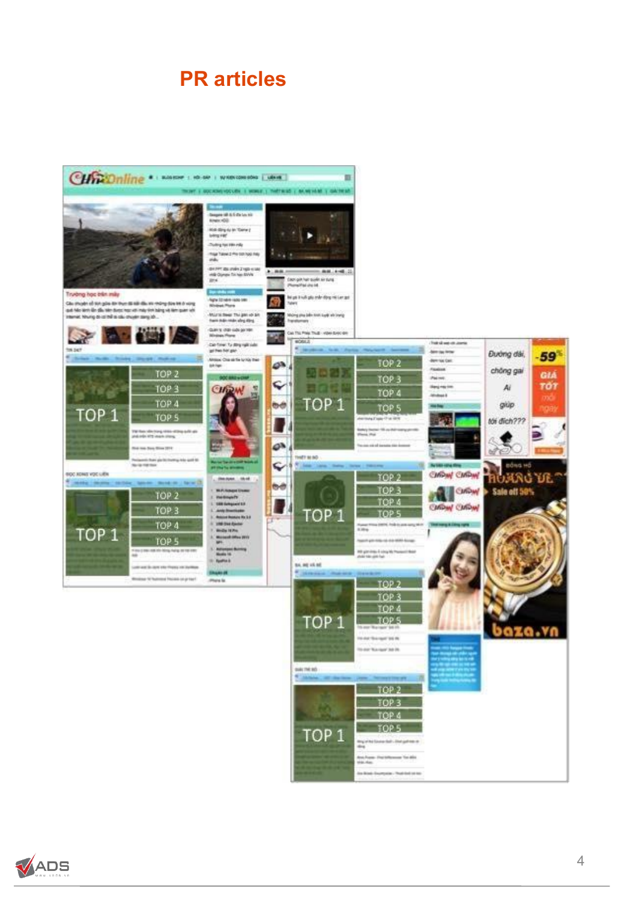# PR articles